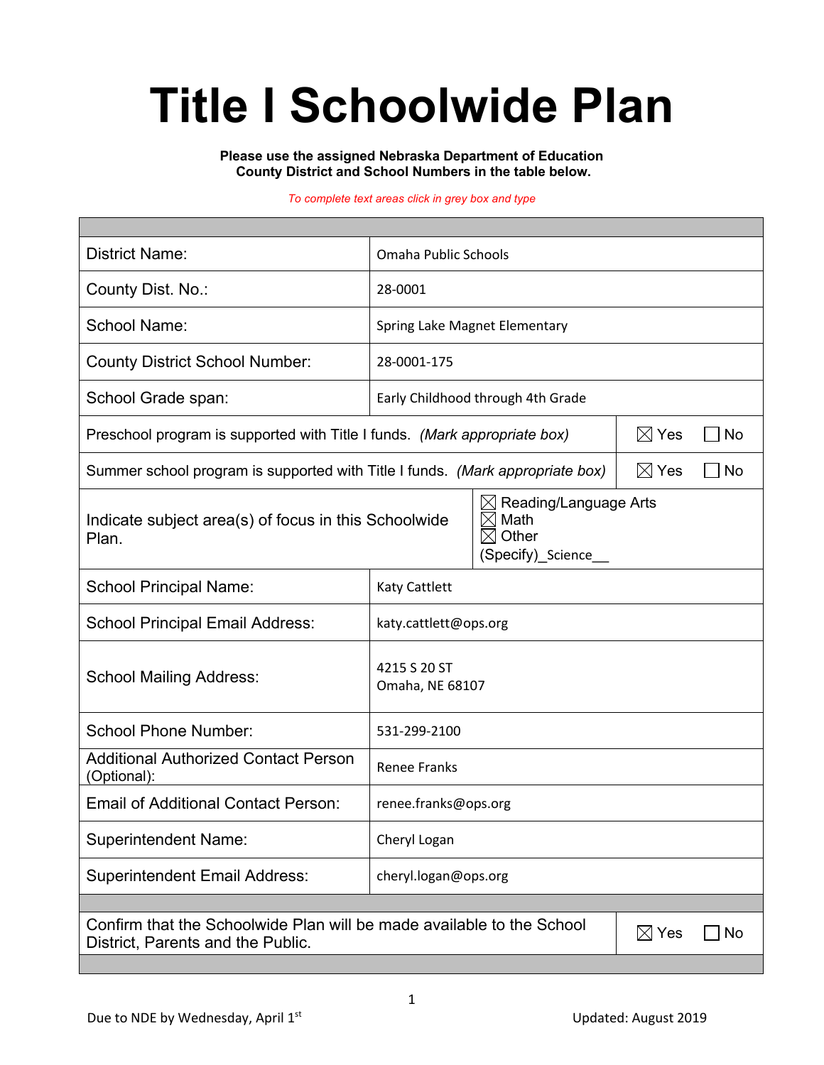# Title I Schoolwide Plan

**Please use the assigned Nebraska Department of Education County District and School Numbers in the table below.**

*To complete text areas click in grey box and type*

| | |
|---|---|
| District Name: | Omaha Public Schools |
| County Dist. No.: | 28-0001 |
| School Name: | Spring Lake Magnet Elementary |
| County District School Number: | 28-0001-175 |
| School Grade span: | Early Childhood through 4th Grade |
| Preschool program is supported with Title I funds. *(Mark appropriate box)* | ☒ Yes ☐ No |
| Summer school program is supported with Title I funds. *(Mark appropriate box)* | ☒ Yes ☐ No |
| Indicate subject area(s) of focus in this Schoolwide Plan. | ☒ Reading/Language Arts<br>☒ Math<br>☒ Other<br>(Specify)_Science__ |
| School Principal Name: | Katy Cattlett |
| School Principal Email Address: | katy.cattlett@ops.org |
| School Mailing Address: | 4215 S 20 ST<br>Omaha, NE 68107 |
| School Phone Number: | 531-299-2100 |
| Additional Authorized Contact Person (Optional): | Renee Franks |
| Email of Additional Contact Person: | renee.franks@ops.org |
| Superintendent Name: | Cheryl Logan |
| Superintendent Email Address: | cheryl.logan@ops.org |
| Confirm that the Schoolwide Plan will be made available to the School District, Parents and the Public. | ☒ Yes ☐ No |

Due to NDE by Wednesday, April 1st

Updated: August 2019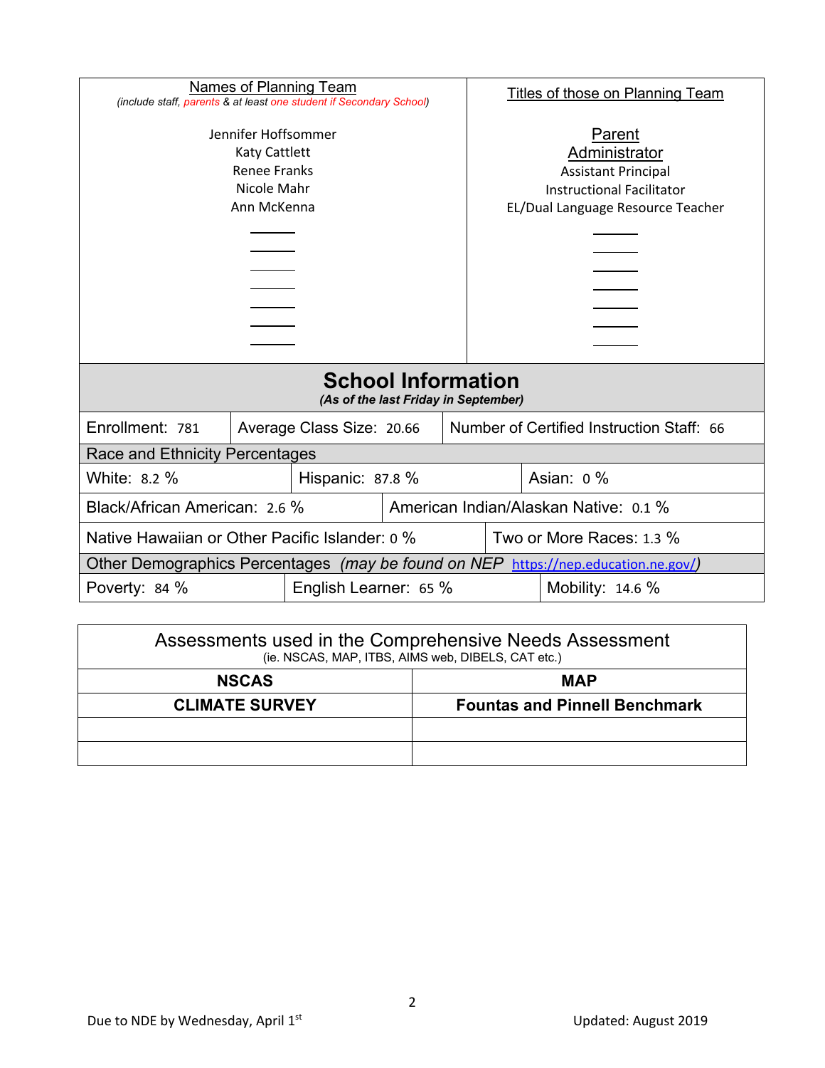| Names of Planning Team<br>*(include staff, parents & at least one student if Secondary School)* | Titles of those on Planning Team |
|---|---|
| Jennifer Hoffsommer | Parent |
| Katy Cattlett | Administrator |
| Renee Franks | Assistant Principal |
| Nicole Mahr | Instructional Facilitator |
| Ann McKenna | EL/Dual Language Resource Teacher |

## School Information

*(As of the last Friday in September)*

| Enrollment: 781 | Average Class Size: 20.66 | Number of Certified Instruction Staff: 66 |
|---|---|---|
| **Race and Ethnicity Percentages** | | |
| White: 8.2 % | Hispanic: 87.8 % | Asian: 0 % |
| Black/African American: 2.6 % | American Indian/Alaskan Native: 0.1 % | |
| Native Hawaiian or Other Pacific Islander: 0 % | Two or More Races: 1.3 % | |
| **Other Demographics Percentages** *(may be found on NEP https://nep.education.ne.gov/)* | | |
| Poverty: 84 % | English Learner: 65 % | Mobility: 14.6 % |

| Assessments used in the Comprehensive Needs Assessment<br>(ie. NSCAS, MAP, ITBS, AIMS web, DIBELS, CAT etc.) | |
|---|---|
| **NSCAS** | **MAP** |
| **CLIMATE SURVEY** | **Fountas and Pinnell Benchmark** |
| | |
| | |

Due to NDE by Wednesday, April 1st

Updated: August 2019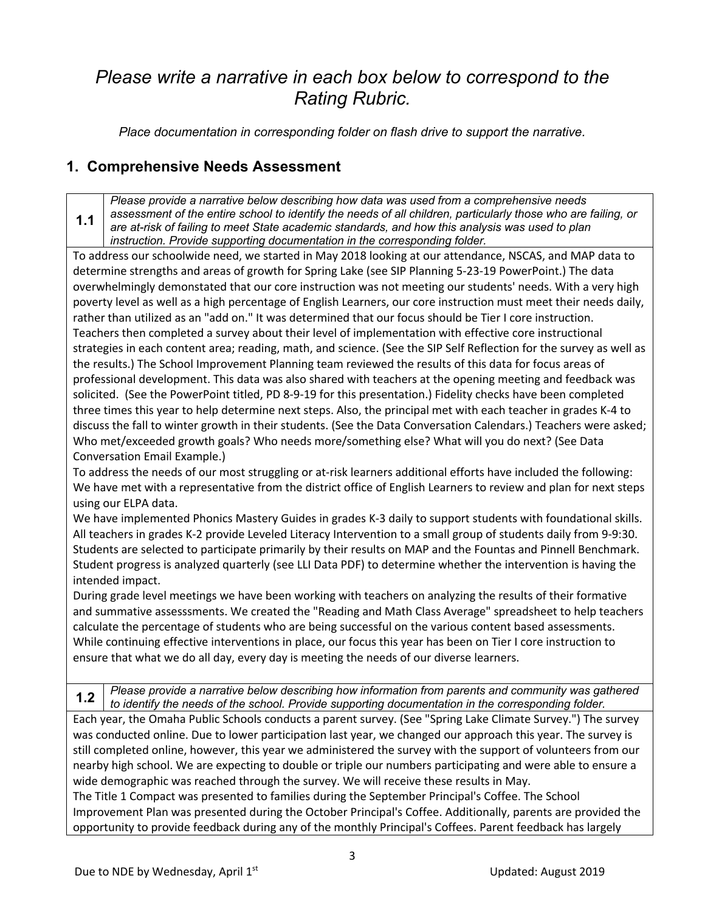# *Please write a narrative in each box below to correspond to the Rating Rubric.*

*Place documentation in corresponding folder on flash drive to support the narrative.*

## 1. Comprehensive Needs Assessment

**1.1** *Please provide a narrative below describing how data was used from a comprehensive needs assessment of the entire school to identify the needs of all children, particularly those who are failing, or are at-risk of failing to meet State academic standards, and how this analysis was used to plan instruction. Provide supporting documentation in the corresponding folder.*

To address our schoolwide need, we started in May 2018 looking at our attendance, NSCAS, and MAP data to determine strengths and areas of growth for Spring Lake (see SIP Planning 5-23-19 PowerPoint.) The data overwhelmingly demonstated that our core instruction was not meeting our students' needs. With a very high poverty level as well as a high percentage of English Learners, our core instruction must meet their needs daily, rather than utilized as an "add on." It was determined that our focus should be Tier I core instruction. Teachers then completed a survey about their level of implementation with effective core instructional strategies in each content area; reading, math, and science. (See the SIP Self Reflection for the survey as well as the results.) The School Improvement Planning team reviewed the results of this data for focus areas of professional development. This data was also shared with teachers at the opening meeting and feedback was solicited. (See the PowerPoint titled, PD 8-9-19 for this presentation.) Fidelity checks have been completed three times this year to help determine next steps. Also, the principal met with each teacher in grades K-4 to discuss the fall to winter growth in their students. (See the Data Conversation Calendars.) Teachers were asked; Who met/exceeded growth goals? Who needs more/something else? What will you do next? (See Data Conversation Email Example.)

To address the needs of our most struggling or at-risk learners additional efforts have included the following:
We have met with a representative from the district office of English Learners to review and plan for next steps using our ELPA data.

We have implemented Phonics Mastery Guides in grades K-3 daily to support students with foundational skills. All teachers in grades K-2 provide Leveled Literacy Intervention to a small group of students daily from 9-9:30. Students are selected to participate primarily by their results on MAP and the Fountas and Pinnell Benchmark. Student progress is analyzed quarterly (see LLI Data PDF) to determine whether the intervention is having the intended impact.

During grade level meetings we have been working with teachers on analyzing the results of their formative and summative assesssments. We created the "Reading and Math Class Average" spreadsheet to help teachers calculate the percentage of students who are being successful on the various content based assessments. While continuing effective interventions in place, our focus this year has been on Tier I core instruction to ensure that what we do all day, every day is meeting the needs of our diverse learners.

**1.2** *Please provide a narrative below describing how information from parents and community was gathered to identify the needs of the school. Provide supporting documentation in the corresponding folder.*

Each year, the Omaha Public Schools conducts a parent survey. (See "Spring Lake Climate Survey.") The survey was conducted online. Due to lower participation last year, we changed our approach this year. The survey is still completed online, however, this year we administered the survey with the support of volunteers from our nearby high school. We are expecting to double or triple our numbers participating and were able to ensure a wide demographic was reached through the survey. We will receive these results in May.

The Title 1 Compact was presented to families during the September Principal's Coffee. The School Improvement Plan was presented during the October Principal's Coffee. Additionally, parents are provided the opportunity to provide feedback during any of the monthly Principal's Coffees. Parent feedback has largely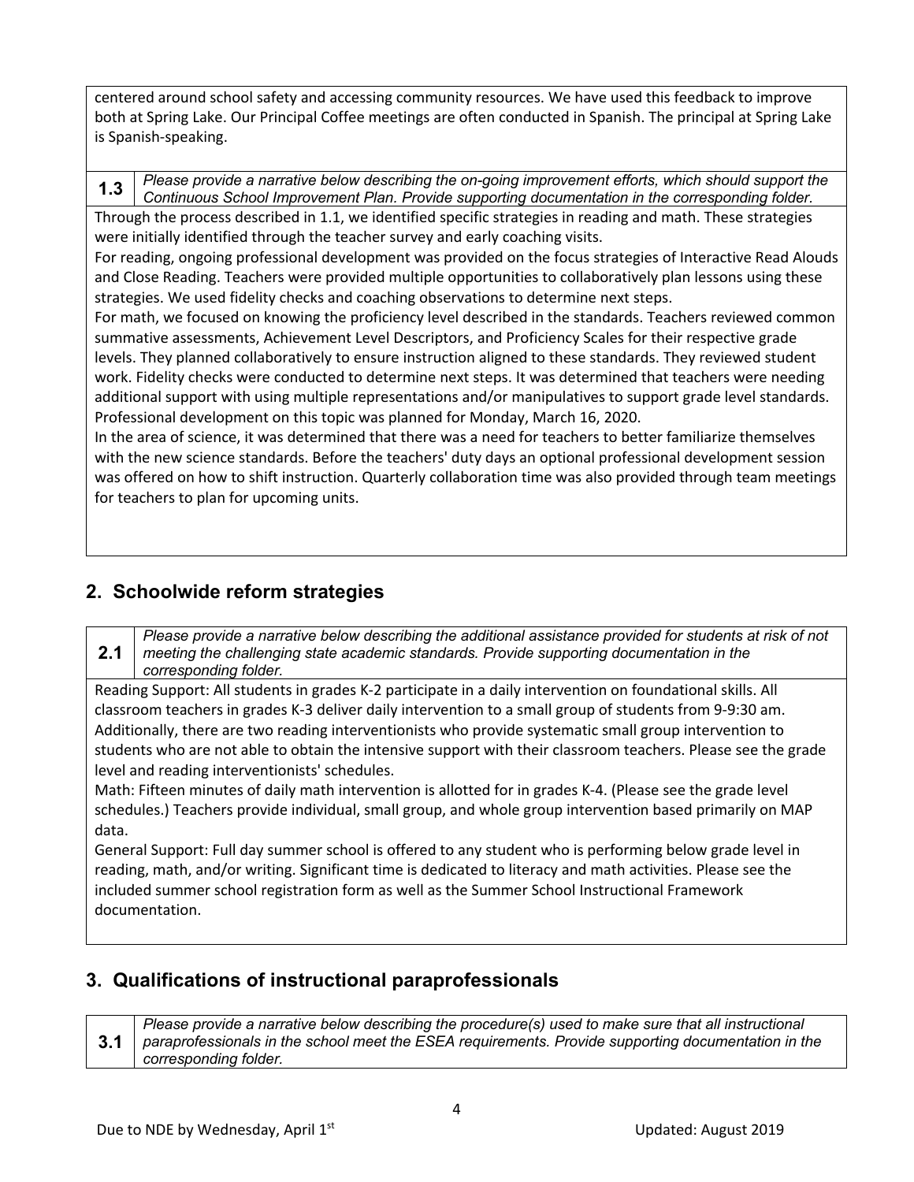centered around school safety and accessing community resources. We have used this feedback to improve both at Spring Lake. Our Principal Coffee meetings are often conducted in Spanish. The principal at Spring Lake is Spanish-speaking.

| 1.3 | *Please provide a narrative below describing the on-going improvement efforts, which should support the Continuous School Improvement Plan. Provide supporting documentation in the corresponding folder.* |
|---|---|

Through the process described in 1.1, we identified specific strategies in reading and math. These strategies were initially identified through the teacher survey and early coaching visits.

For reading, ongoing professional development was provided on the focus strategies of Interactive Read Alouds and Close Reading. Teachers were provided multiple opportunities to collaboratively plan lessons using these strategies. We used fidelity checks and coaching observations to determine next steps.

For math, we focused on knowing the proficiency level described in the standards. Teachers reviewed common summative assessments, Achievement Level Descriptors, and Proficiency Scales for their respective grade levels. They planned collaboratively to ensure instruction aligned to these standards. They reviewed student work. Fidelity checks were conducted to determine next steps. It was determined that teachers were needing additional support with using multiple representations and/or manipulatives to support grade level standards. Professional development on this topic was planned for Monday, March 16, 2020.

In the area of science, it was determined that there was a need for teachers to better familiarize themselves with the new science standards. Before the teachers' duty days an optional professional development session was offered on how to shift instruction. Quarterly collaboration time was also provided through team meetings for teachers to plan for upcoming units.

## 2. Schoolwide reform strategies

| 2.1 | *Please provide a narrative below describing the additional assistance provided for students at risk of not meeting the challenging state academic standards. Provide supporting documentation in the corresponding folder.* |
|---|---|

Reading Support: All students in grades K-2 participate in a daily intervention on foundational skills. All classroom teachers in grades K-3 deliver daily intervention to a small group of students from 9-9:30 am. Additionally, there are two reading interventionists who provide systematic small group intervention to students who are not able to obtain the intensive support with their classroom teachers. Please see the grade level and reading interventionists' schedules.

Math: Fifteen minutes of daily math intervention is allotted for in grades K-4. (Please see the grade level schedules.) Teachers provide individual, small group, and whole group intervention based primarily on MAP data.

General Support: Full day summer school is offered to any student who is performing below grade level in reading, math, and/or writing. Significant time is dedicated to literacy and math activities. Please see the included summer school registration form as well as the Summer School Instructional Framework documentation.

## 3. Qualifications of instructional paraprofessionals

| 3.1 | *Please provide a narrative below describing the procedure(s) used to make sure that all instructional paraprofessionals in the school meet the ESEA requirements. Provide supporting documentation in the corresponding folder.* |
|---|---|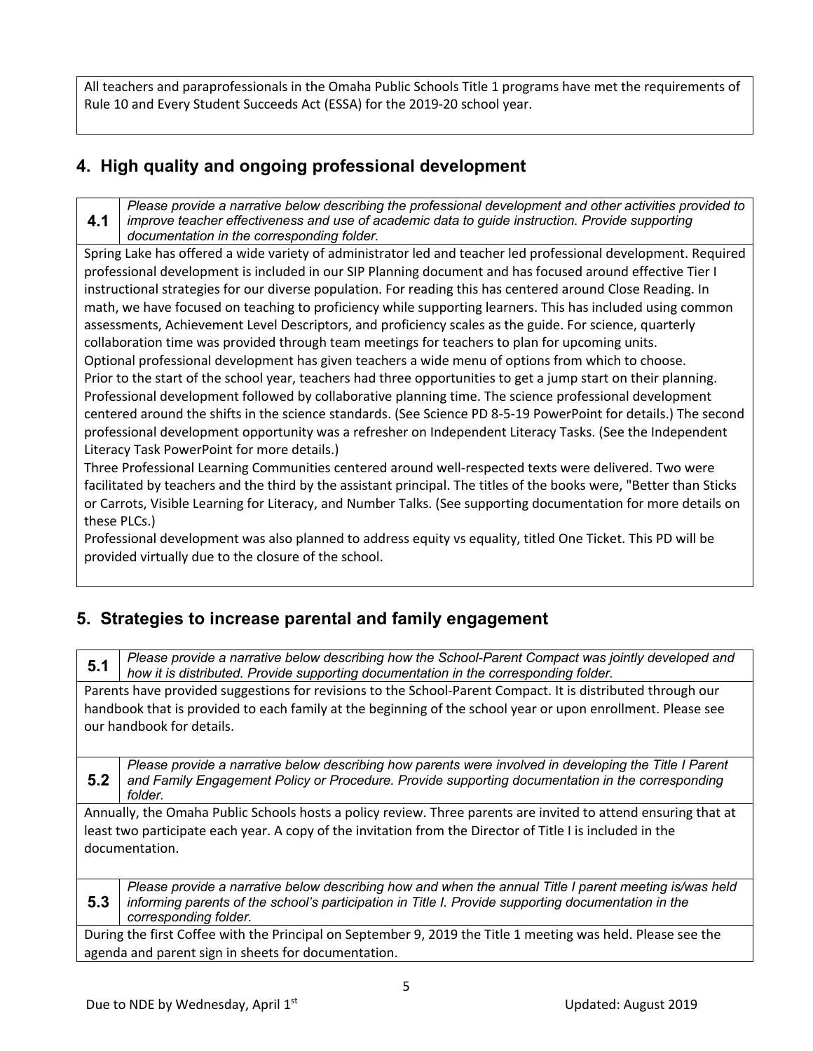All teachers and paraprofessionals in the Omaha Public Schools Title 1 programs have met the requirements of Rule 10 and Every Student Succeeds Act (ESSA) for the 2019-20 school year.

## 4. High quality and ongoing professional development

| 4.1 | *Please provide a narrative below describing the professional development and other activities provided to improve teacher effectiveness and use of academic data to guide instruction. Provide supporting documentation in the corresponding folder.* |
|---|---|

Spring Lake has offered a wide variety of administrator led and teacher led professional development. Required professional development is included in our SIP Planning document and has focused around effective Tier I instructional strategies for our diverse population. For reading this has centered around Close Reading. In math, we have focused on teaching to proficiency while supporting learners. This has included using common assessments, Achievement Level Descriptors, and proficiency scales as the guide. For science, quarterly collaboration time was provided through team meetings for teachers to plan for upcoming units.
Optional professional development has given teachers a wide menu of options from which to choose.
Prior to the start of the school year, teachers had three opportunities to get a jump start on their planning. Professional development followed by collaborative planning time. The science professional development centered around the shifts in the science standards. (See Science PD 8-5-19 PowerPoint for details.) The second professional development opportunity was a refresher on Independent Literacy Tasks. (See the Independent Literacy Task PowerPoint for more details.)
Three Professional Learning Communities centered around well-respected texts were delivered. Two were facilitated by teachers and the third by the assistant principal. The titles of the books were, "Better than Sticks or Carrots, Visible Learning for Literacy, and Number Talks. (See supporting documentation for more details on these PLCs.)
Professional development was also planned to address equity vs equality, titled One Ticket. This PD will be provided virtually due to the closure of the school.

## 5. Strategies to increase parental and family engagement

| 5.1 | *Please provide a narrative below describing how the School-Parent Compact was jointly developed and how it is distributed. Provide supporting documentation in the corresponding folder.* |
|---|---|

Parents have provided suggestions for revisions to the School-Parent Compact. It is distributed through our handbook that is provided to each family at the beginning of the school year or upon enrollment. Please see our handbook for details.

| 5.2 | *Please provide a narrative below describing how parents were involved in developing the Title I Parent and Family Engagement Policy or Procedure. Provide supporting documentation in the corresponding folder.* |
|---|---|

Annually, the Omaha Public Schools hosts a policy review. Three parents are invited to attend ensuring that at least two participate each year. A copy of the invitation from the Director of Title I is included in the documentation.

| 5.3 | *Please provide a narrative below describing how and when the annual Title I parent meeting is/was held informing parents of the school's participation in Title I. Provide supporting documentation in the corresponding folder.* |
|---|---|

During the first Coffee with the Principal on September 9, 2019 the Title 1 meeting was held. Please see the agenda and parent sign in sheets for documentation.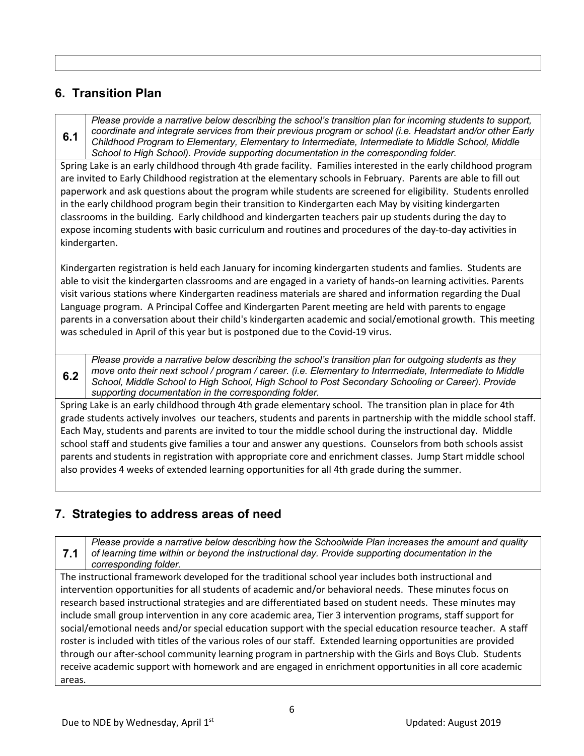## 6. Transition Plan

**6.1** *Please provide a narrative below describing the school's transition plan for incoming students to support, coordinate and integrate services from their previous program or school (i.e. Headstart and/or other Early Childhood Program to Elementary, Elementary to Intermediate, Intermediate to Middle School, Middle School to High School). Provide supporting documentation in the corresponding folder.*

Spring Lake is an early childhood through 4th grade facility. Families interested in the early childhood program are invited to Early Childhood registration at the elementary schools in February. Parents are able to fill out paperwork and ask questions about the program while students are screened for eligibility. Students enrolled in the early childhood program begin their transition to Kindergarten each May by visiting kindergarten classrooms in the building. Early childhood and kindergarten teachers pair up students during the day to expose incoming students with basic curriculum and routines and procedures of the day-to-day activities in kindergarten.

Kindergarten registration is held each January for incoming kindergarten students and famlies. Students are able to visit the kindergarten classrooms and are engaged in a variety of hands-on learning activities. Parents visit various stations where Kindergarten readiness materials are shared and information regarding the Dual Language program. A Principal Coffee and Kindergarten Parent meeting are held with parents to engage parents in a conversation about their child's kindergarten academic and social/emotional growth. This meeting was scheduled in April of this year but is postponed due to the Covid-19 virus.

**6.2** *Please provide a narrative below describing the school's transition plan for outgoing students as they move onto their next school / program / career. (i.e. Elementary to Intermediate, Intermediate to Middle School, Middle School to High School, High School to Post Secondary Schooling or Career). Provide supporting documentation in the corresponding folder.*

Spring Lake is an early childhood through 4th grade elementary school. The transition plan in place for 4th grade students actively involves our teachers, students and parents in partnership with the middle school staff. Each May, students and parents are invited to tour the middle school during the instructional day. Middle school staff and students give families a tour and answer any questions. Counselors from both schools assist parents and students in registration with appropriate core and enrichment classes. Jump Start middle school also provides 4 weeks of extended learning opportunities for all 4th grade during the summer.

## 7. Strategies to address areas of need

**7.1** *Please provide a narrative below describing how the Schoolwide Plan increases the amount and quality of learning time within or beyond the instructional day. Provide supporting documentation in the corresponding folder.*

The instructional framework developed for the traditional school year includes both instructional and intervention opportunities for all students of academic and/or behavioral needs. These minutes focus on research based instructional strategies and are differentiated based on student needs. These minutes may include small group intervention in any core academic area, Tier 3 intervention programs, staff support for social/emotional needs and/or special education support with the special education resource teacher. A staff roster is included with titles of the various roles of our staff. Extended learning opportunities are provided through our after-school community learning program in partnership with the Girls and Boys Club. Students receive academic support with homework and are engaged in enrichment opportunities in all core academic areas.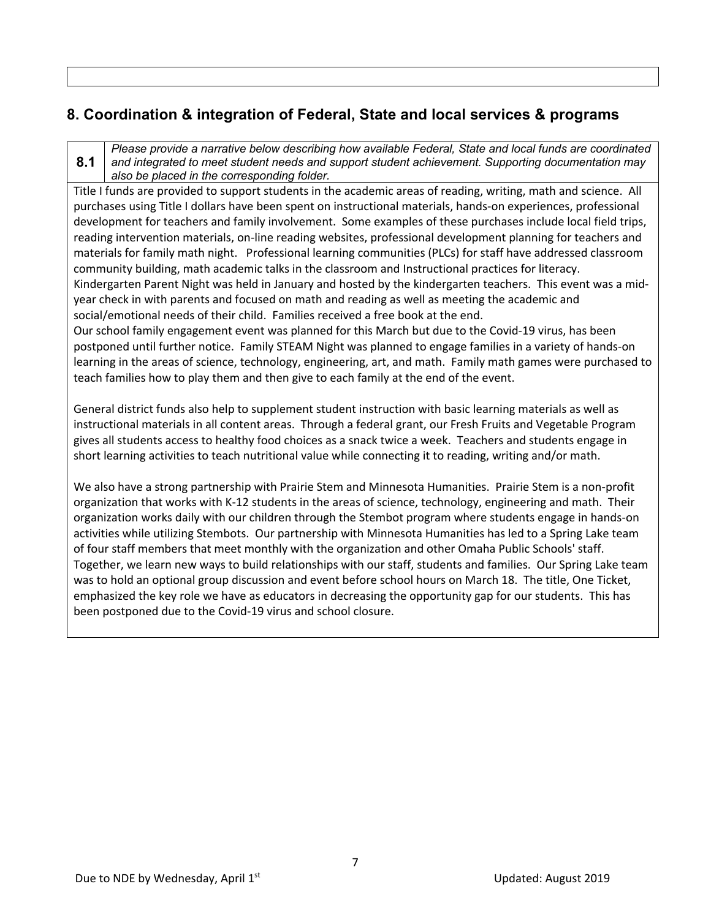## 8. Coordination & integration of Federal, State and local services & programs

**8.1** *Please provide a narrative below describing how available Federal, State and local funds are coordinated and integrated to meet student needs and support student achievement. Supporting documentation may also be placed in the corresponding folder.*

Title I funds are provided to support students in the academic areas of reading, writing, math and science. All purchases using Title I dollars have been spent on instructional materials, hands-on experiences, professional development for teachers and family involvement. Some examples of these purchases include local field trips, reading intervention materials, on-line reading websites, professional development planning for teachers and materials for family math night. Professional learning communities (PLCs) for staff have addressed classroom community building, math academic talks in the classroom and Instructional practices for literacy. Kindergarten Parent Night was held in January and hosted by the kindergarten teachers. This event was a mid-year check in with parents and focused on math and reading as well as meeting the academic and social/emotional needs of their child. Families received a free book at the end.
Our school family engagement event was planned for this March but due to the Covid-19 virus, has been postponed until further notice. Family STEAM Night was planned to engage families in a variety of hands-on learning in the areas of science, technology, engineering, art, and math. Family math games were purchased to teach families how to play them and then give to each family at the end of the event.

General district funds also help to supplement student instruction with basic learning materials as well as instructional materials in all content areas. Through a federal grant, our Fresh Fruits and Vegetable Program gives all students access to healthy food choices as a snack twice a week. Teachers and students engage in short learning activities to teach nutritional value while connecting it to reading, writing and/or math.

We also have a strong partnership with Prairie Stem and Minnesota Humanities. Prairie Stem is a non-profit organization that works with K-12 students in the areas of science, technology, engineering and math. Their organization works daily with our children through the Stembot program where students engage in hands-on activities while utilizing Stembots. Our partnership with Minnesota Humanities has led to a Spring Lake team of four staff members that meet monthly with the organization and other Omaha Public Schools' staff. Together, we learn new ways to build relationships with our staff, students and families. Our Spring Lake team was to hold an optional group discussion and event before school hours on March 18. The title, One Ticket, emphasized the key role we have as educators in decreasing the opportunity gap for our students. This has been postponed due to the Covid-19 virus and school closure.